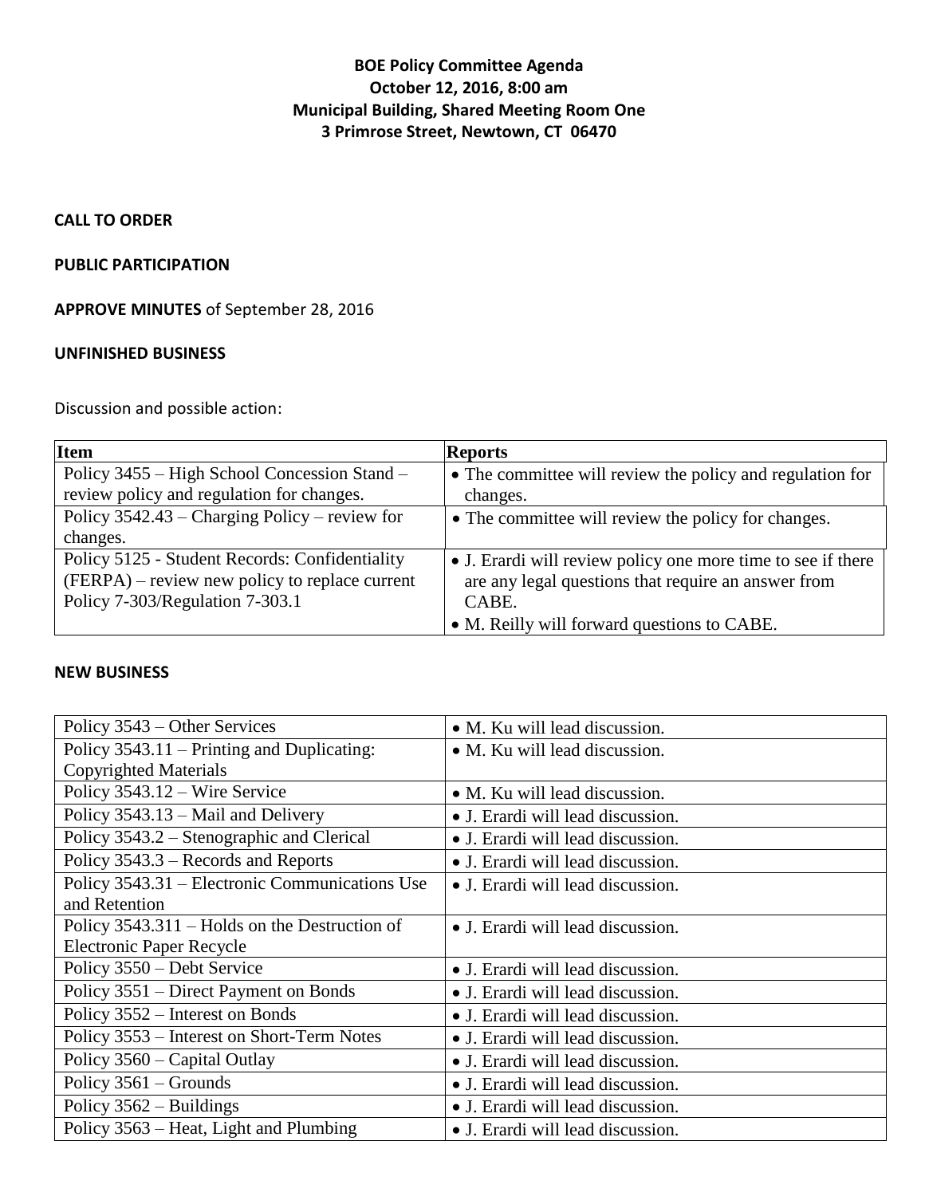**BOE Policy Committee Agenda**
**October 12, 2016, 8:00 am**
**Municipal Building, Shared Meeting Room One**
**3 Primrose Street, Newtown, CT 06470**

**CALL TO ORDER**

**PUBLIC PARTICIPATION**

**APPROVE MINUTES** of September 28, 2016

**UNFINISHED BUSINESS**

Discussion and possible action:

| Item | Reports |
|---|---|
| Policy 3455 – High School Concession Stand – review policy and regulation for changes. | • The committee will review the policy and regulation for changes. |
| Policy 3542.43 – Charging Policy – review for changes. | • The committee will review the policy for changes. |
| Policy 5125 - Student Records: Confidentiality (FERPA) – review new policy to replace current Policy 7-303/Regulation 7-303.1 | • J. Erardi will review policy one more time to see if there are any legal questions that require an answer from CABE.<br>• M. Reilly will forward questions to CABE. |

**NEW BUSINESS**

| | |
|---|---|
| Policy 3543 – Other Services | • M. Ku will lead discussion. |
| Policy 3543.11 – Printing and Duplicating: Copyrighted Materials | • M. Ku will lead discussion. |
| Policy 3543.12 – Wire Service | • M. Ku will lead discussion. |
| Policy 3543.13 – Mail and Delivery | • J. Erardi will lead discussion. |
| Policy 3543.2 – Stenographic and Clerical | • J. Erardi will lead discussion. |
| Policy 3543.3 – Records and Reports | • J. Erardi will lead discussion. |
| Policy 3543.31 – Electronic Communications Use and Retention | • J. Erardi will lead discussion. |
| Policy 3543.311 – Holds on the Destruction of Electronic Paper Recycle | • J. Erardi will lead discussion. |
| Policy 3550 – Debt Service | • J. Erardi will lead discussion. |
| Policy 3551 – Direct Payment on Bonds | • J. Erardi will lead discussion. |
| Policy 3552 – Interest on Bonds | • J. Erardi will lead discussion. |
| Policy 3553 – Interest on Short-Term Notes | • J. Erardi will lead discussion. |
| Policy 3560 – Capital Outlay | • J. Erardi will lead discussion. |
| Policy 3561 – Grounds | • J. Erardi will lead discussion. |
| Policy 3562 – Buildings | • J. Erardi will lead discussion. |
| Policy 3563 – Heat, Light and Plumbing | • J. Erardi will lead discussion. |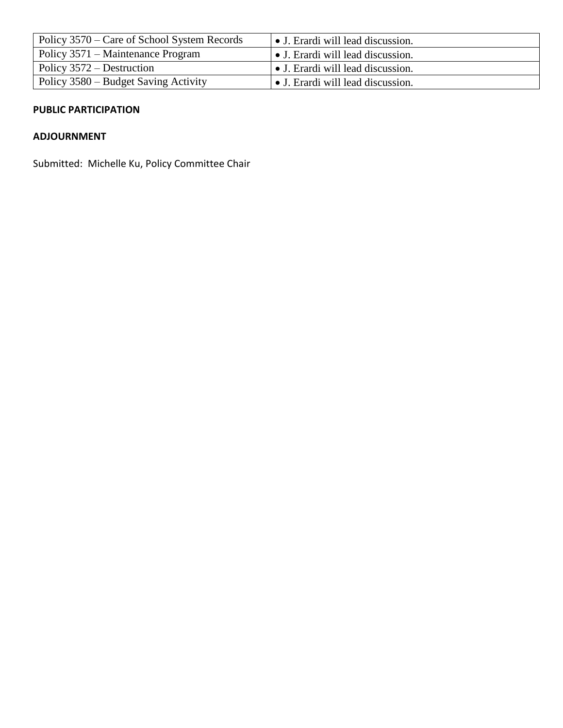| | |
|---|---|
| Policy 3570 – Care of School System Records | • J. Erardi will lead discussion. |
| Policy 3571 – Maintenance Program | • J. Erardi will lead discussion. |
| Policy 3572 – Destruction | • J. Erardi will lead discussion. |
| Policy 3580 – Budget Saving Activity | • J. Erardi will lead discussion. |

**PUBLIC PARTICIPATION**

**ADJOURNMENT**

Submitted: Michelle Ku, Policy Committee Chair